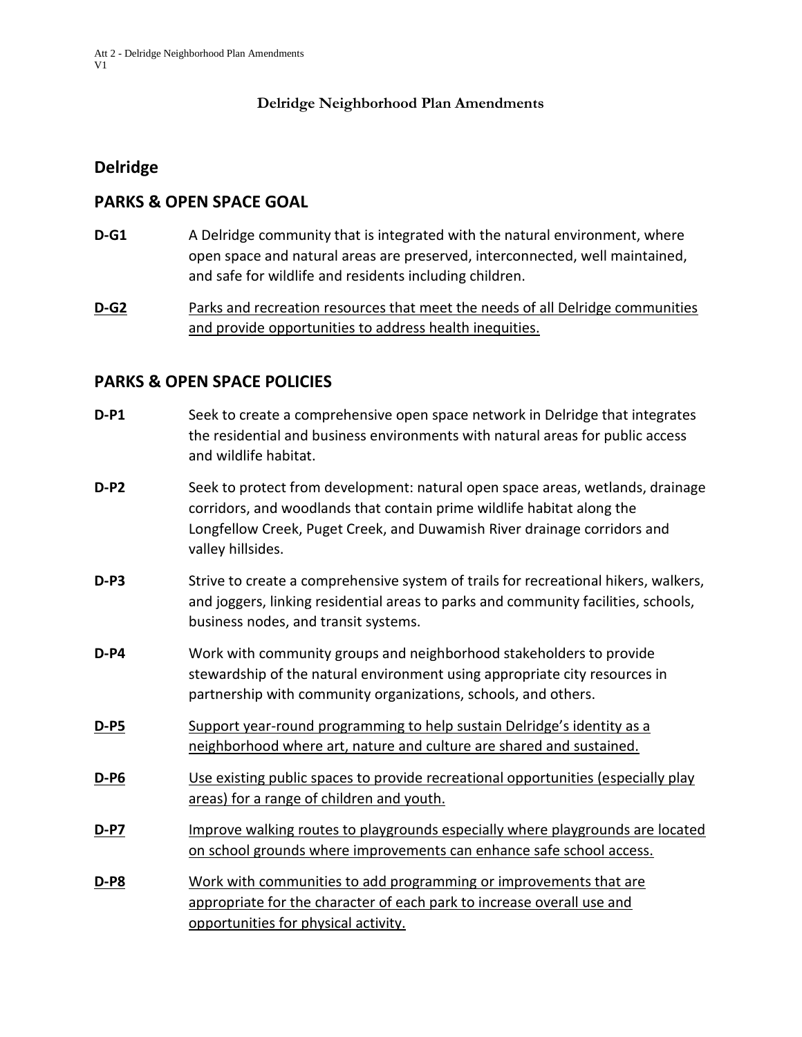# Delridge Neighborhood Plan Amendments

## Delridge

## PARKS & OPEN SPACE GOAL

**D-G1** A Delridge community that is integrated with the natural environment, where open space and natural areas are preserved, interconnected, well maintained, and safe for wildlife and residents including children.

<u>**D-G2**</u> <u>Parks and recreation resources that meet the needs of all Delridge communities and provide opportunities to address health inequities.</u>

## PARKS & OPEN SPACE POLICIES

**D-P1** Seek to create a comprehensive open space network in Delridge that integrates the residential and business environments with natural areas for public access and wildlife habitat.

**D-P2** Seek to protect from development: natural open space areas, wetlands, drainage corridors, and woodlands that contain prime wildlife habitat along the Longfellow Creek, Puget Creek, and Duwamish River drainage corridors and valley hillsides.

**D-P3** Strive to create a comprehensive system of trails for recreational hikers, walkers, and joggers, linking residential areas to parks and community facilities, schools, business nodes, and transit systems.

**D-P4** Work with community groups and neighborhood stakeholders to provide stewardship of the natural environment using appropriate city resources in partnership with community organizations, schools, and others.

<u>**D-P5**</u> <u>Support year-round programming to help sustain Delridge's identity as a neighborhood where art, nature and culture are shared and sustained.</u>

<u>**D-P6**</u> <u>Use existing public spaces to provide recreational opportunities (especially play areas) for a range of children and youth.</u>

<u>**D-P7**</u> <u>Improve walking routes to playgrounds especially where playgrounds are located on school grounds where improvements can enhance safe school access.</u>

<u>**D-P8**</u> <u>Work with communities to add programming or improvements that are appropriate for the character of each park to increase overall use and opportunities for physical activity.</u>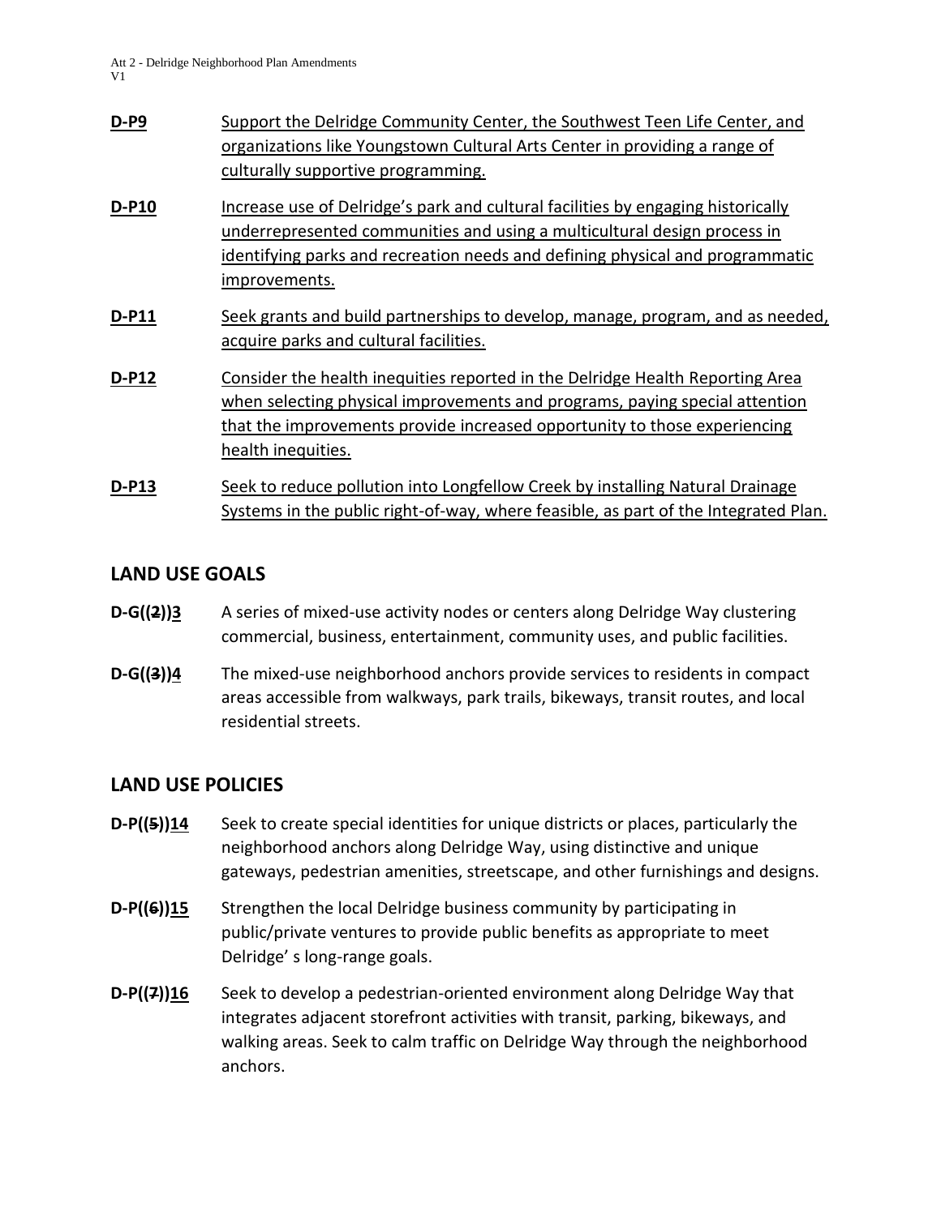**D-P9** Support the Delridge Community Center, the Southwest Teen Life Center, and organizations like Youngstown Cultural Arts Center in providing a range of culturally supportive programming.

**D-P10** Increase use of Delridge's park and cultural facilities by engaging historically underrepresented communities and using a multicultural design process in identifying parks and recreation needs and defining physical and programmatic improvements.

**D-P11** Seek grants and build partnerships to develop, manage, program, and as needed, acquire parks and cultural facilities.

**D-P12** Consider the health inequities reported in the Delridge Health Reporting Area when selecting physical improvements and programs, paying special attention that the improvements provide increased opportunity to those experiencing health inequities.

**D-P13** Seek to reduce pollution into Longfellow Creek by installing Natural Drainage Systems in the public right-of-way, where feasible, as part of the Integrated Plan.

## LAND USE GOALS

**D-G((2))3** A series of mixed-use activity nodes or centers along Delridge Way clustering commercial, business, entertainment, community uses, and public facilities.

**D-G((3))4** The mixed-use neighborhood anchors provide services to residents in compact areas accessible from walkways, park trails, bikeways, transit routes, and local residential streets.

## LAND USE POLICIES

**D-P((5))14** Seek to create special identities for unique districts or places, particularly the neighborhood anchors along Delridge Way, using distinctive and unique gateways, pedestrian amenities, streetscape, and other furnishings and designs.

**D-P((6))15** Strengthen the local Delridge business community by participating in public/private ventures to provide public benefits as appropriate to meet Delridge' s long-range goals.

**D-P((7))16** Seek to develop a pedestrian-oriented environment along Delridge Way that integrates adjacent storefront activities with transit, parking, bikeways, and walking areas. Seek to calm traffic on Delridge Way through the neighborhood anchors.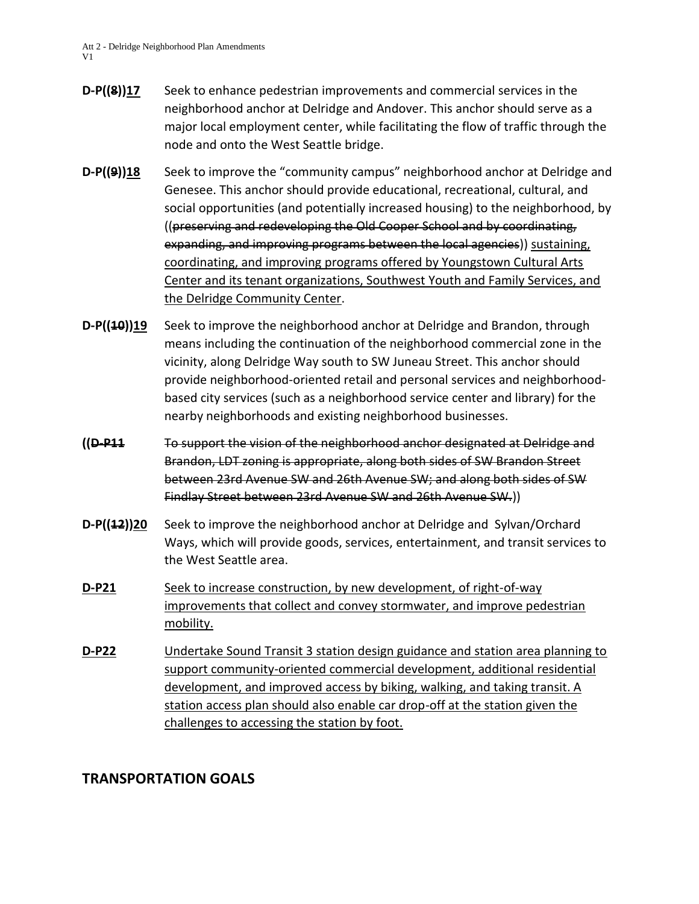**D-P((~~8~~))<u>17</u>** Seek to enhance pedestrian improvements and commercial services in the neighborhood anchor at Delridge and Andover. This anchor should serve as a major local employment center, while facilitating the flow of traffic through the node and onto the West Seattle bridge.

**D-P((~~9~~))<u>18</u>** Seek to improve the "community campus" neighborhood anchor at Delridge and Genesee. This anchor should provide educational, recreational, cultural, and social opportunities (and potentially increased housing) to the neighborhood, by ((~~preserving and redeveloping the Old Cooper School and by coordinating, expanding, and improving programs between the local agencies~~)) <u>sustaining, coordinating, and improving programs offered by Youngstown Cultural Arts Center and its tenant organizations, Southwest Youth and Family Services, and the Delridge Community Center</u>.

**D-P((~~10~~))<u>19</u>** Seek to improve the neighborhood anchor at Delridge and Brandon, through means including the continuation of the neighborhood commercial zone in the vicinity, along Delridge Way south to SW Juneau Street. This anchor should provide neighborhood-oriented retail and personal services and neighborhood-based city services (such as a neighborhood service center and library) for the nearby neighborhoods and existing neighborhood businesses.

**((~~D-P11~~** ~~To support the vision of the neighborhood anchor designated at Delridge and Brandon, LDT zoning is appropriate, along both sides of SW Brandon Street between 23rd Avenue SW and 26th Avenue SW; and along both sides of SW Findlay Street between 23rd Avenue SW and 26th Avenue SW.~~))

**D-P((~~12~~))<u>20</u>** Seek to improve the neighborhood anchor at Delridge and Sylvan/Orchard Ways, which will provide goods, services, entertainment, and transit services to the West Seattle area.

**<u>D-P21</u>** <u>Seek to increase construction, by new development, of right-of-way improvements that collect and convey stormwater, and improve pedestrian mobility.</u>

**<u>D-P22</u>** <u>Undertake Sound Transit 3 station design guidance and station area planning to support community-oriented commercial development, additional residential development, and improved access by biking, walking, and taking transit. A station access plan should also enable car drop-off at the station given the challenges to accessing the station by foot.</u>

## TRANSPORTATION GOALS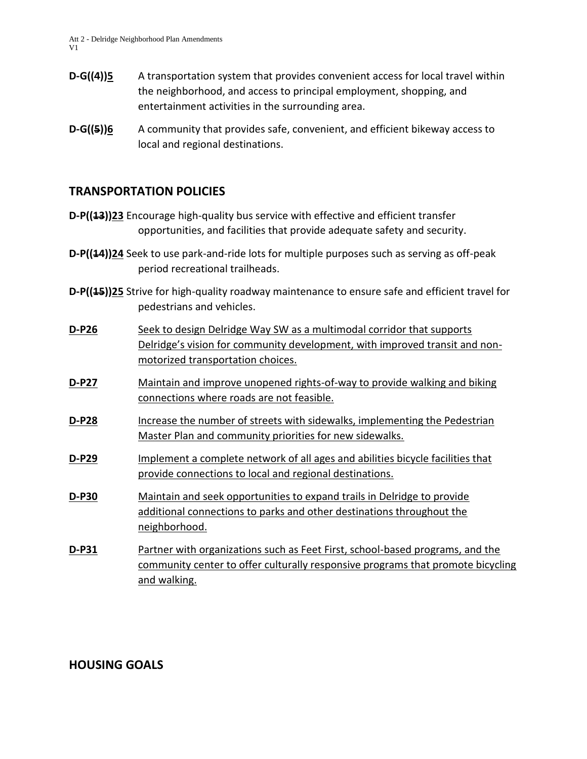**D-G((4))5** A transportation system that provides convenient access for local travel within the neighborhood, and access to principal employment, shopping, and entertainment activities in the surrounding area.

**D-G((5))6** A community that provides safe, convenient, and efficient bikeway access to local and regional destinations.

## TRANSPORTATION POLICIES

**D-P((13))23** Encourage high-quality bus service with effective and efficient transfer opportunities, and facilities that provide adequate safety and security.

**D-P((14))24** Seek to use park-and-ride lots for multiple purposes such as serving as off-peak period recreational trailheads.

**D-P((15))25** Strive for high-quality roadway maintenance to ensure safe and efficient travel for pedestrians and vehicles.

**D-P26** Seek to design Delridge Way SW as a multimodal corridor that supports Delridge's vision for community development, with improved transit and non-motorized transportation choices.

**D-P27** Maintain and improve unopened rights-of-way to provide walking and biking connections where roads are not feasible.

**D-P28** Increase the number of streets with sidewalks, implementing the Pedestrian Master Plan and community priorities for new sidewalks.

**D-P29** Implement a complete network of all ages and abilities bicycle facilities that provide connections to local and regional destinations.

**D-P30** Maintain and seek opportunities to expand trails in Delridge to provide additional connections to parks and other destinations throughout the neighborhood.

**D-P31** Partner with organizations such as Feet First, school-based programs, and the community center to offer culturally responsive programs that promote bicycling and walking.

## HOUSING GOALS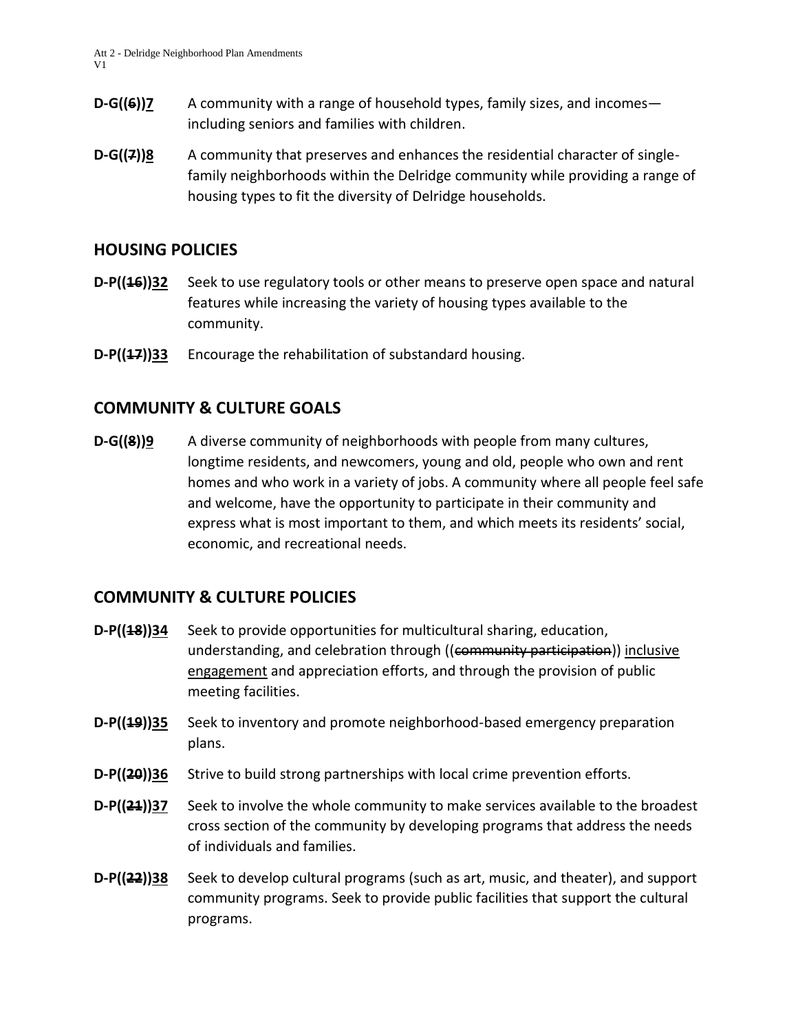**D-G((~~6~~))<u>7</u>** A community with a range of household types, family sizes, and incomes—including seniors and families with children.

**D-G((~~7~~))<u>8</u>** A community that preserves and enhances the residential character of single-family neighborhoods within the Delridge community while providing a range of housing types to fit the diversity of Delridge households.

## HOUSING POLICIES

**D-P((~~16~~))<u>32</u>** Seek to use regulatory tools or other means to preserve open space and natural features while increasing the variety of housing types available to the community.

**D-P((~~17~~))<u>33</u>** Encourage the rehabilitation of substandard housing.

## COMMUNITY & CULTURE GOALS

**D-G((~~8~~))<u>9</u>** A diverse community of neighborhoods with people from many cultures, longtime residents, and newcomers, young and old, people who own and rent homes and who work in a variety of jobs. A community where all people feel safe and welcome, have the opportunity to participate in their community and express what is most important to them, and which meets its residents' social, economic, and recreational needs.

## COMMUNITY & CULTURE POLICIES

**D-P((~~18~~))<u>34</u>** Seek to provide opportunities for multicultural sharing, education, understanding, and celebration through ((~~community participation~~)) <u>inclusive engagement</u> and appreciation efforts, and through the provision of public meeting facilities.

**D-P((~~19~~))<u>35</u>** Seek to inventory and promote neighborhood-based emergency preparation plans.

**D-P((~~20~~))<u>36</u>** Strive to build strong partnerships with local crime prevention efforts.

**D-P((~~21~~))<u>37</u>** Seek to involve the whole community to make services available to the broadest cross section of the community by developing programs that address the needs of individuals and families.

**D-P((~~22~~))<u>38</u>** Seek to develop cultural programs (such as art, music, and theater), and support community programs. Seek to provide public facilities that support the cultural programs.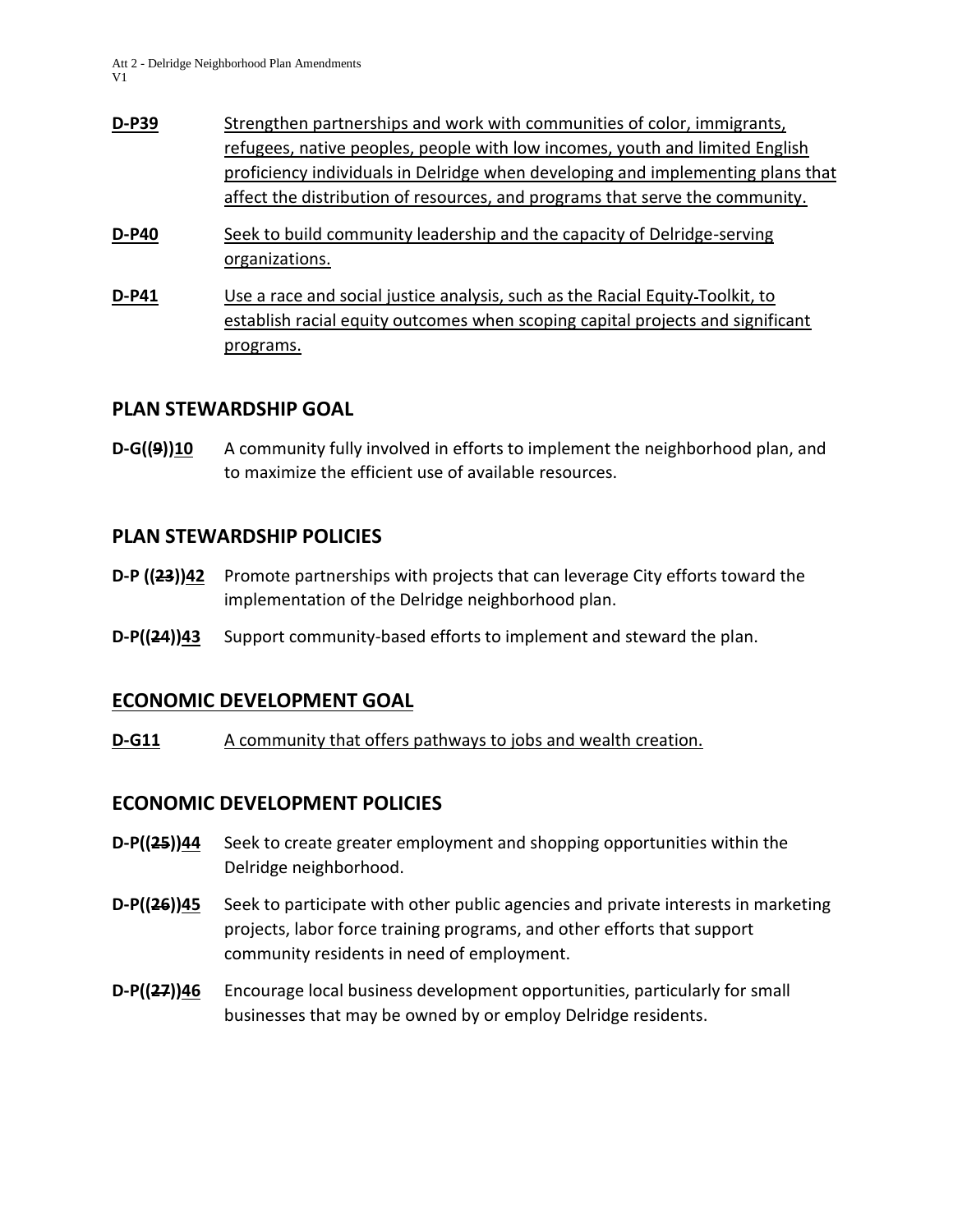**D-P39** Strengthen partnerships and work with communities of color, immigrants, refugees, native peoples, people with low incomes, youth and limited English proficiency individuals in Delridge when developing and implementing plans that affect the distribution of resources, and programs that serve the community.

**D-P40** Seek to build community leadership and the capacity of Delridge-serving organizations.

**D-P41** Use a race and social justice analysis, such as the Racial Equity Toolkit, to establish racial equity outcomes when scoping capital projects and significant programs.

## PLAN STEWARDSHIP GOAL

**D-G((9))10** A community fully involved in efforts to implement the neighborhood plan, and to maximize the efficient use of available resources.

## PLAN STEWARDSHIP POLICIES

**D-P ((23))42** Promote partnerships with projects that can leverage City efforts toward the implementation of the Delridge neighborhood plan.

**D-P((24))43** Support community-based efforts to implement and steward the plan.

## ECONOMIC DEVELOPMENT GOAL

**D-G11** A community that offers pathways to jobs and wealth creation.

## ECONOMIC DEVELOPMENT POLICIES

**D-P((25))44** Seek to create greater employment and shopping opportunities within the Delridge neighborhood.

**D-P((26))45** Seek to participate with other public agencies and private interests in marketing projects, labor force training programs, and other efforts that support community residents in need of employment.

**D-P((27))46** Encourage local business development opportunities, particularly for small businesses that may be owned by or employ Delridge residents.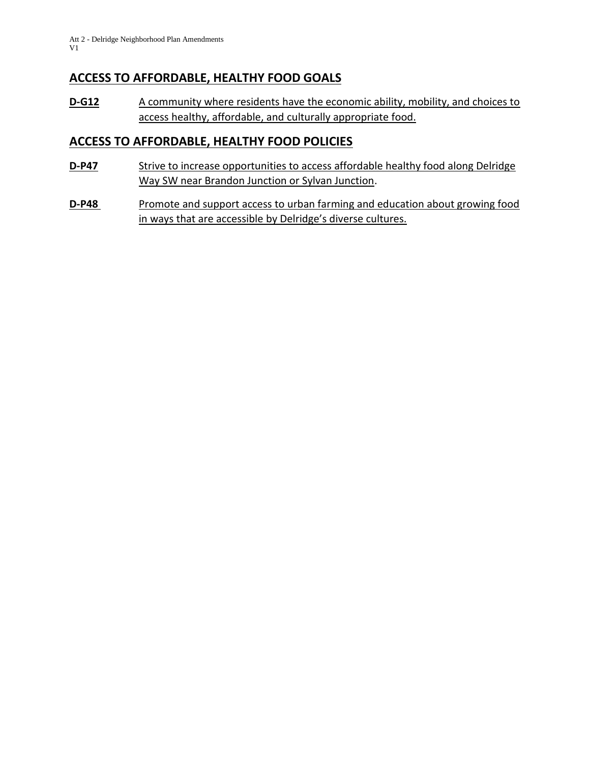## ACCESS TO AFFORDABLE, HEALTHY FOOD GOALS

**D-G12** A community where residents have the economic ability, mobility, and choices to access healthy, affordable, and culturally appropriate food.

## ACCESS TO AFFORDABLE, HEALTHY FOOD POLICIES

**D-P47** Strive to increase opportunities to access affordable healthy food along Delridge Way SW near Brandon Junction or Sylvan Junction.

**D-P48** Promote and support access to urban farming and education about growing food in ways that are accessible by Delridge's diverse cultures.